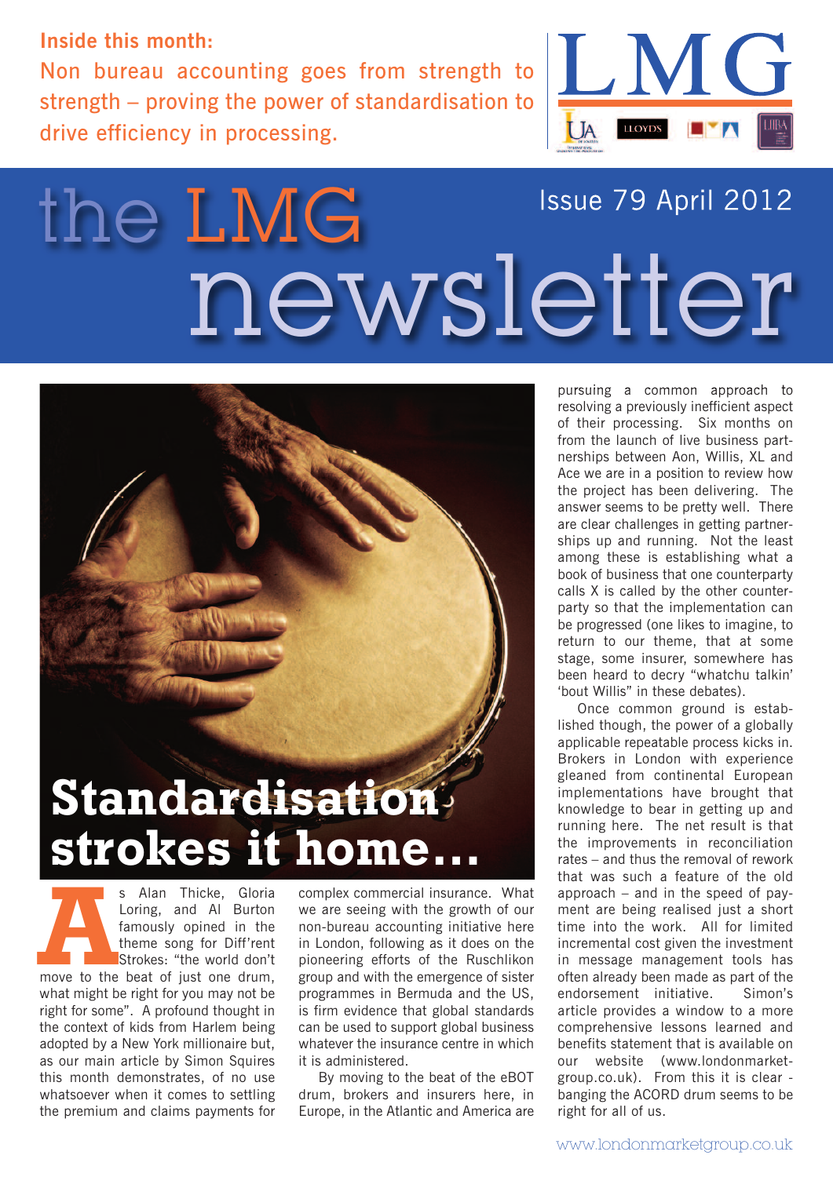**Inside this month:**

Non bureau accounting goes from strength to strength – proving the power of standardisation to drive efficiency in processing.

LMG

# the LMG newsletter

Issue 79 April 2012

## Standardisation strokes it home…

As Alan Thicke, Gloria Loring, and Al Burton famously opined in the theme song for Diff'rent Strokes: "the world don't move to the beat of just one drum, what might be right for you may not be right for some". A profound thought in the context of kids from Harlem being adopted by a New York millionaire but, as our main article by Simon Squires this month demonstrates, of no use whatsoever when it comes to settling the premium and claims payments for complex commercial insurance. What we are seeing with the growth of our non-bureau accounting initiative here in London, following as it does on the pioneering efforts of the Ruschlikon group and with the emergence of sister programmes in Bermuda and the US, is firm evidence that global standards can be used to support global business whatever the insurance centre in which it is administered.

By moving to the beat of the eBOT drum, brokers and insurers here, in Europe, in the Atlantic and America are pursuing a common approach to resolving a previously inefficient aspect of their processing. Six months on from the launch of live business partnerships between Aon, Willis, XL and Ace we are in a position to review how the project has been delivering. The answer seems to be pretty well. There are clear challenges in getting partnerships up and running. Not the least among these is establishing what a book of business that one counterparty calls X is called by the other counterparty so that the implementation can be progressed (one likes to imagine, to return to our theme, that at some stage, some insurer, somewhere has been heard to decry "whatchu talkin' 'bout Willis" in these debates).

Once common ground is established though, the power of a globally applicable repeatable process kicks in. Brokers in London with experience gleaned from continental European implementations have brought that knowledge to bear in getting up and running here. The net result is that the improvements in reconciliation rates – and thus the removal of rework that was such a feature of the old approach – and in the speed of payment are being realised just a short time into the work. All for limited incremental cost given the investment in message management tools has often already been made as part of the endorsement initiative. Simon's article provides a window to a more comprehensive lessons learned and benefits statement that is available on our website (www.londonmarketgroup.co.uk). From this it is clear - banging the ACORD drum seems to be right for all of us.

www.londonmarketgroup.co.uk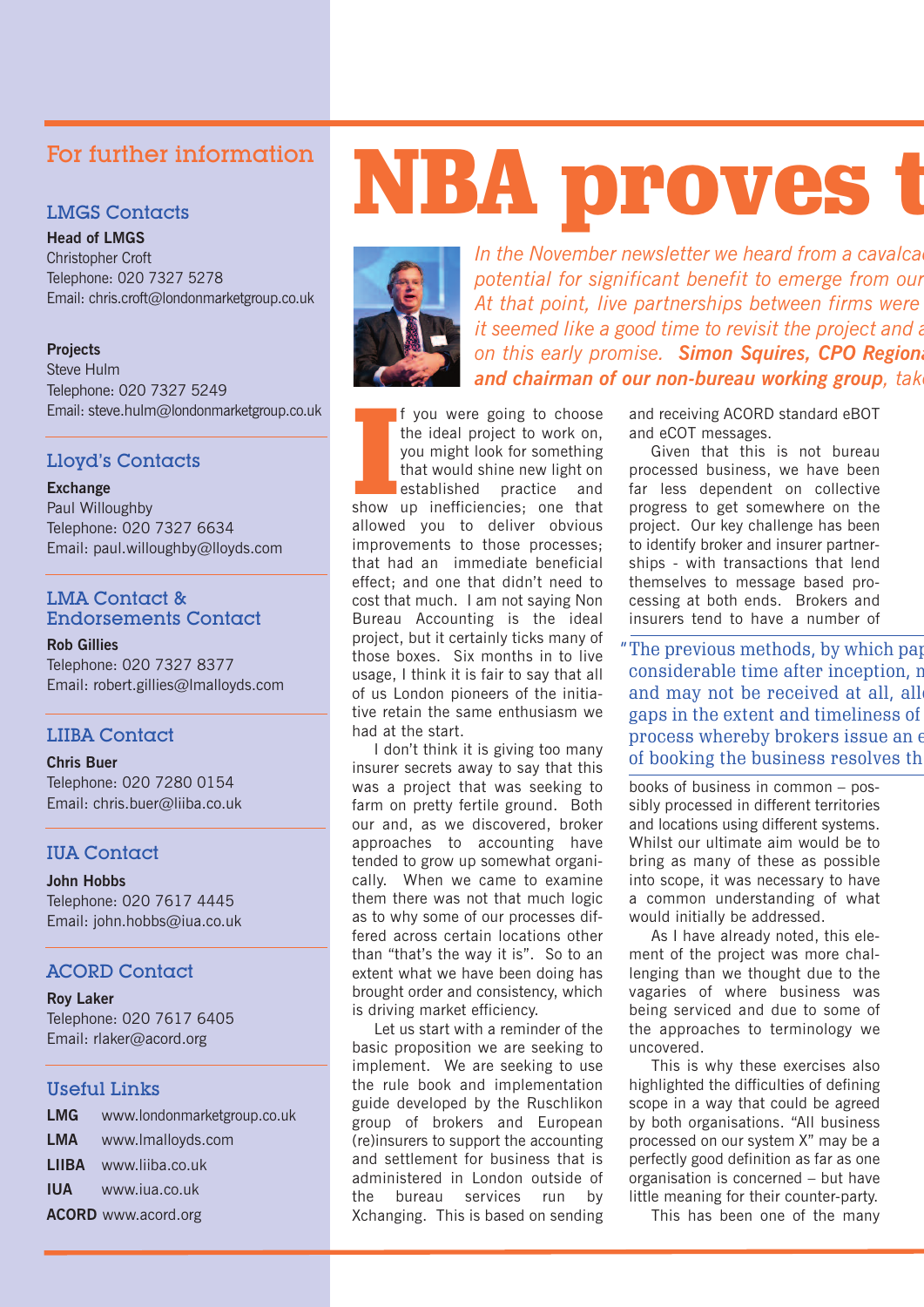## For further information

### LMGS Contacts

**Head of LMGS**
Christopher Croft
Telephone: 020 7327 5278
Email: chris.croft@londonmarketgroup.co.uk

**Projects**
Steve Hulm
Telephone: 020 7327 5249
Email: steve.hulm@londonmarketgroup.co.uk

### Lloyd's Contacts

**Exchange**
Paul Willoughby
Telephone: 020 7327 6634
Email: paul.willoughby@lloyds.com

### LMA Contact & Endorsements Contact

**Rob Gillies**
Telephone: 020 7327 8377
Email: robert.gillies@lmalloyds.com

### LIIBA Contact

**Chris Buer**
Telephone: 020 7280 0154
Email: chris.buer@liiba.co.uk

### IUA Contact

**John Hobbs**
Telephone: 020 7617 4445
Email: john.hobbs@iua.co.uk

### ACORD Contact

**Roy Laker**
Telephone: 020 7617 6405
Email: rlaker@acord.org

### Useful Links

**LMG** www.londonmarketgroup.co.uk
**LMA** www.lmalloyds.com
**LIIBA** www.liiba.co.uk
**IUA** www.iua.co.uk
**ACORD** www.acord.org

# NBA proves t

*In the November newsletter we heard from a cavalca*
*potential for significant benefit to emerge from our*
*At that point, live partnerships between firms were*
*it seemed like a good time to revisit the project and a*
*on this early promise.* ***Simon Squires, CPO Regiona***
***and chairman of our non-bureau working group,*** *take*

If you were going to choose the ideal project to work on, you might look for something that would shine new light on established practice and show up inefficiencies; one that allowed you to deliver obvious improvements to those processes; that had an immediate beneficial effect; and one that didn't need to cost that much. I am not saying Non Bureau Accounting is the ideal project, but it certainly ticks many of those boxes. Six months in to live usage, I think it is fair to say that all of us London pioneers of the initiative retain the same enthusiasm we had at the start.

I don't think it is giving too many insurer secrets away to say that this was a project that was seeking to farm on pretty fertile ground. Both our and, as we discovered, broker approaches to accounting have tended to grow up somewhat organically. When we came to examine them there was not that much logic as to why some of our processes differed across certain locations other than "that's the way it is". So to an extent what we have been doing has brought order and consistency, which is driving market efficiency.

Let us start with a reminder of the basic proposition we are seeking to implement. We are seeking to use the rule book and implementation guide developed by the Ruschlikon group of brokers and European (re)insurers to support the accounting and settlement for business that is administered in London outside of the bureau services run by Xchanging. This is based on sending and receiving ACORD standard eBOT and eCOT messages.

Given that this is not bureau processed business, we have been far less dependent on collective progress to get somewhere on the project. Our key challenge has been to identify broker and insurer partnerships - with transactions that lend themselves to message based processing at both ends. Brokers and insurers tend to have a number of books of business in common – possibly processed in different territories and locations using different systems. Whilst our ultimate aim would be to bring as many of these as possible into scope, it was necessary to have a common understanding of what would initially be addressed.

> "The previous methods, by which pap
> considerable time after inception, n
> and may not be received at all, all
> gaps in the extent and timeliness of
> process whereby brokers issue an e
> of booking the business resolves th

As I have already noted, this element of the project was more challenging than we thought due to the vagaries of where business was being serviced and due to some of the approaches to terminology we uncovered.

This is why these exercises also highlighted the difficulties of defining scope in a way that could be agreed by both organisations. "All business processed on our system X" may be a perfectly good definition as far as one organisation is concerned – but have little meaning for their counter-party.

This has been one of the many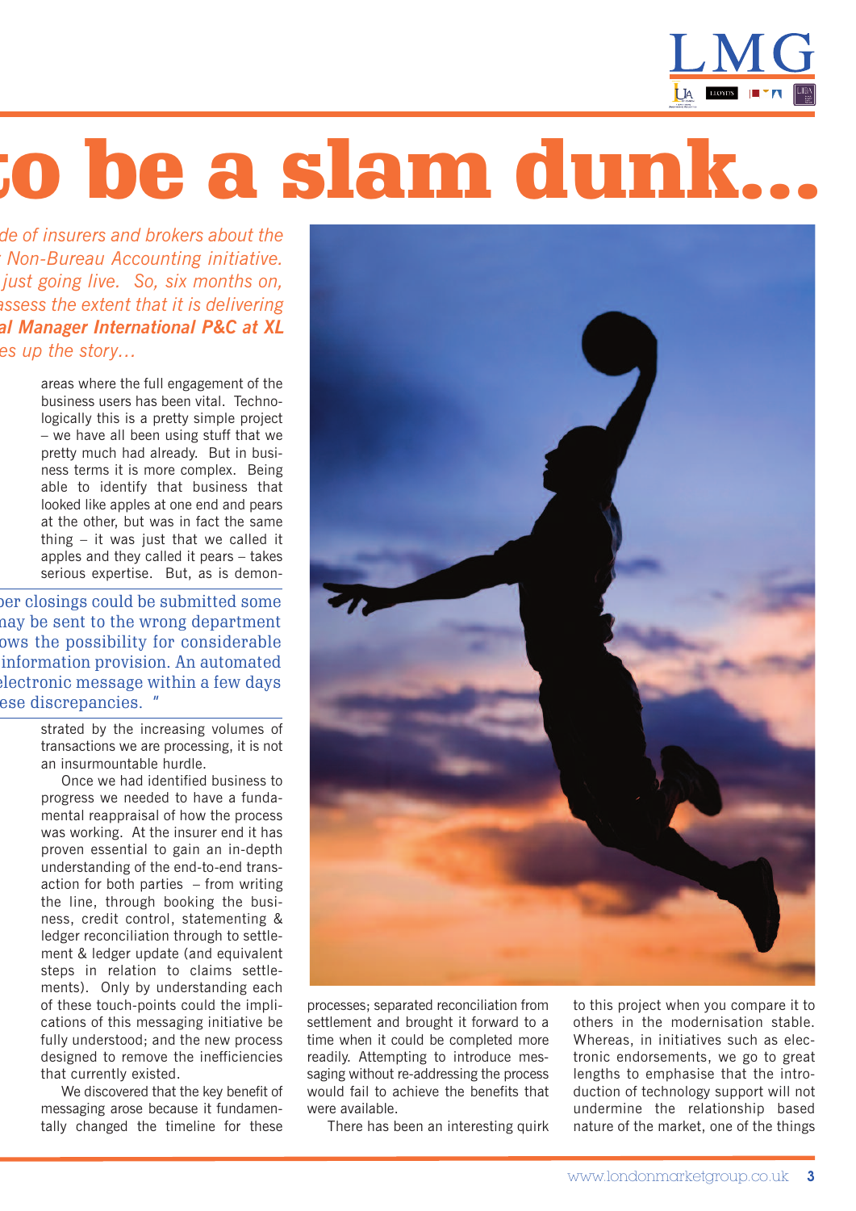# to be a slam dunk...

*de of insurers and brokers about the Non-Bureau Accounting initiative. just going live. So, six months on, assess the extent that it is delivering **al Manager International P&C at XL** es up the story...*

areas where the full engagement of the business users has been vital. Technologically this is a pretty simple project – we have all been using stuff that we pretty much had already. But in business terms it is more complex. Being able to identify that business that looked like apples at one end and pears at the other, but was in fact the same thing – it was just that we called it apples and they called it pears – takes serious expertise. But, as is demonstrated by the increasing volumes of transactions we are processing, it is not an insurmountable hurdle.

> per closings could be submitted some may be sent to the wrong department ows the possibility for considerable information provision. An automated electronic message within a few days ese discrepancies. "

Once we had identified business to progress we needed to have a fundamental reappraisal of how the process was working. At the insurer end it has proven essential to gain an in-depth understanding of the end-to-end transaction for both parties – from writing the line, through booking the business, credit control, statementing & ledger reconciliation through to settlement & ledger update (and equivalent steps in relation to claims settlements). Only by understanding each of these touch-points could the implications of this messaging initiative be fully understood; and the new process designed to remove the inefficiencies that currently existed.

We discovered that the key benefit of messaging arose because it fundamentally changed the timeline for these processes; separated reconciliation from settlement and brought it forward to a time when it could be completed more readily. Attempting to introduce messaging without re-addressing the process would fail to achieve the benefits that were available.

There has been an interesting quirk to this project when you compare it to others in the modernisation stable. Whereas, in initiatives such as electronic endorsements, we go to great lengths to emphasise that the introduction of technology support will not undermine the relationship based nature of the market, one of the things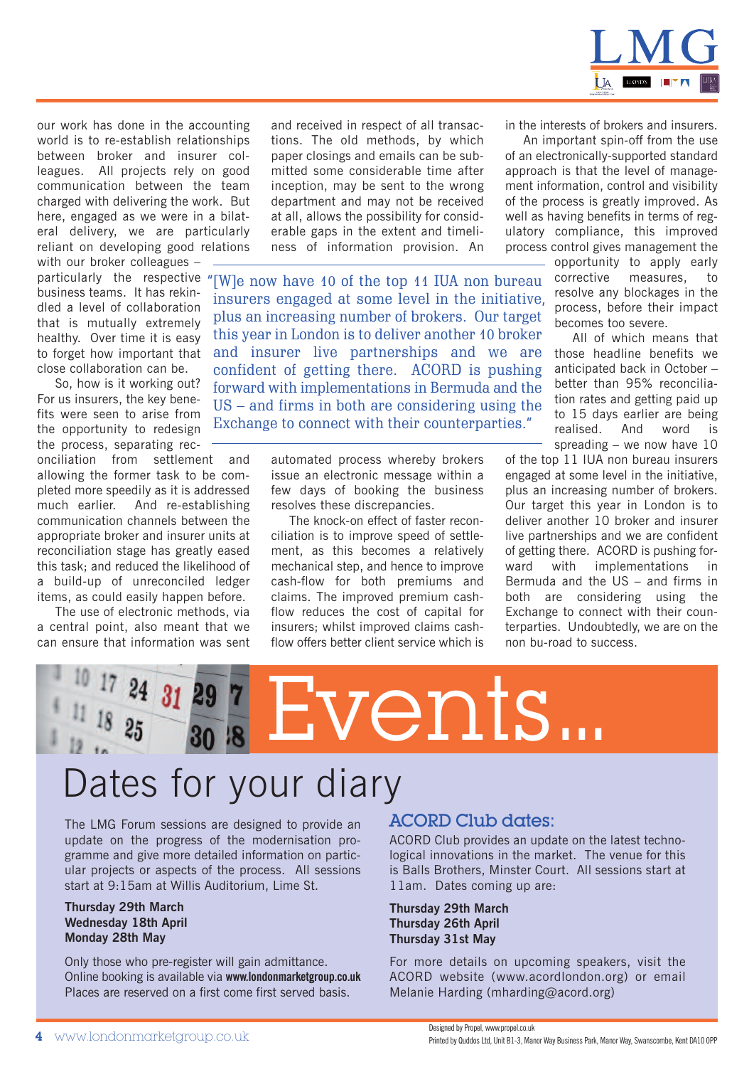our work has done in the accounting world is to re-establish relationships between broker and insurer colleagues. All projects rely on good communication between the team charged with delivering the work. But here, engaged as we were in a bilateral delivery, we are particularly reliant on developing good relations with our broker colleagues – particularly the respective business teams. It has rekindled a level of collaboration that is mutually extremely healthy. Over time it is easy to forget how important that close collaboration can be.

So, how is it working out? For us insurers, the key benefits were seen to arise from the opportunity to redesign the process, separating reconciliation from settlement and allowing the former task to be completed more speedily as it is addressed much earlier. And re-establishing communication channels between the appropriate broker and insurer units at reconciliation stage has greatly eased this task; and reduced the likelihood of a build-up of unreconciled ledger items, as could easily happen before.

The use of electronic methods, via a central point, also meant that we can ensure that information was sent and received in respect of all transactions. The old methods, by which paper closings and emails can be submitted some considerable time after inception, may be sent to the wrong department and may not be received at all, allows the possibility for considerable gaps in the extent and timeliness of information provision. An automated process whereby brokers issue an electronic message within a few days of booking the business resolves these discrepancies.

> "[W]e now have 10 of the top 11 IUA non bureau insurers engaged at some level in the initiative, plus an increasing number of brokers. Our target this year in London is to deliver another 10 broker and insurer live partnerships and we are confident of getting there. ACORD is pushing forward with implementations in Bermuda and the US – and firms in both are considering using the Exchange to connect with their counterparties."

The knock-on effect of faster reconciliation is to improve speed of settlement, as this becomes a relatively mechanical step, and hence to improve cash-flow for both premiums and claims. The improved premium cash-flow reduces the cost of capital for insurers; whilst improved claims cash-flow offers better client service which is in the interests of brokers and insurers.

An important spin-off from the use of an electronically-supported standard approach is that the level of management information, control and visibility of the process is greatly improved. As well as having benefits in terms of regulatory compliance, this improved process control gives management the opportunity to apply early corrective measures, to resolve any blockages in the process, before their impact becomes too severe.

All of which means that those headline benefits we anticipated back in October – better than 95% reconciliation rates and getting paid up to 15 days earlier are being realised. And word is spreading – we now have 10 of the top 11 IUA non bureau insurers engaged at some level in the initiative, plus an increasing number of brokers. Our target this year in London is to deliver another 10 broker and insurer live partnerships and we are confident of getting there. ACORD is pushing forward with implementations in Bermuda and the US – and firms in both are considering using the Exchange to connect with their counterparties. Undoubtedly, we are on the non bu-road to success.

# Events...

## Dates for your diary

The LMG Forum sessions are designed to provide an update on the progress of the modernisation programme and give more detailed information on particular projects or aspects of the process. All sessions start at 9:15am at Willis Auditorium, Lime St.

**Thursday 29th March**
**Wednesday 18th April**
**Monday 28th May**

Only those who pre-register will gain admittance.
Online booking is available via **www.londonmarketgroup.co.uk**
Places are reserved on a first come first served basis.

### ACORD Club dates:

ACORD Club provides an update on the latest technological innovations in the market. The venue for this is Balls Brothers, Minster Court. All sessions start at 11am. Dates coming up are:

**Thursday 29th March**
**Thursday 26th April**
**Thursday 31st May**

For more details on upcoming speakers, visit the ACORD website (www.acordlondon.org) or email Melanie Harding (mharding@acord.org)

Designed by Propel, www.propel.co.uk
Printed by Quddos Ltd, Unit B1-3, Manor Way Business Park, Manor Way, Swanscombe, Kent DA10 0PP